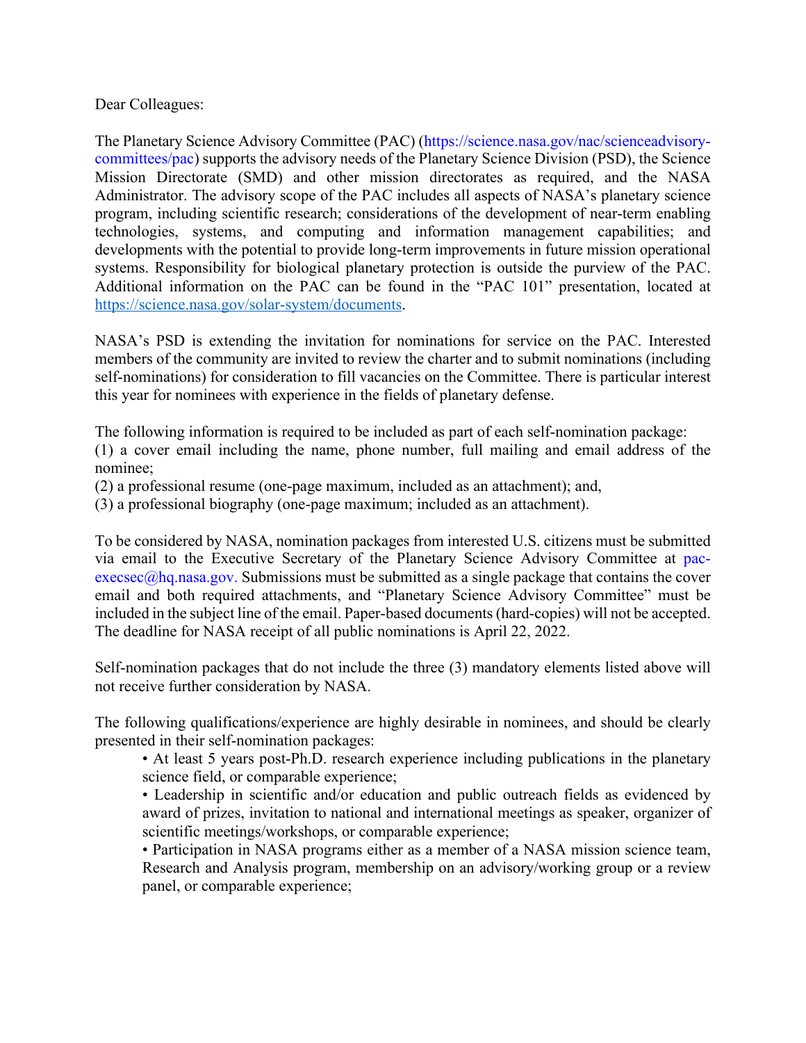Dear Colleagues:

The Planetary Science Advisory Committee (PAC) (https://science.nasa.gov/nac/scienceadvisory-committees/pac) supports the advisory needs of the Planetary Science Division (PSD), the Science Mission Directorate (SMD) and other mission directorates as required, and the NASA Administrator. The advisory scope of the PAC includes all aspects of NASA's planetary science program, including scientific research; considerations of the development of near-term enabling technologies, systems, and computing and information management capabilities; and developments with the potential to provide long-term improvements in future mission operational systems. Responsibility for biological planetary protection is outside the purview of the PAC. Additional information on the PAC can be found in the "PAC 101" presentation, located at https://science.nasa.gov/solar-system/documents.

NASA's PSD is extending the invitation for nominations for service on the PAC. Interested members of the community are invited to review the charter and to submit nominations (including self-nominations) for consideration to fill vacancies on the Committee. There is particular interest this year for nominees with experience in the fields of planetary defense.

The following information is required to be included as part of each self-nomination package:
(1) a cover email including the name, phone number, full mailing and email address of the nominee;
(2) a professional resume (one-page maximum, included as an attachment); and,
(3) a professional biography (one-page maximum; included as an attachment).

To be considered by NASA, nomination packages from interested U.S. citizens must be submitted via email to the Executive Secretary of the Planetary Science Advisory Committee at pac-execsec@hq.nasa.gov. Submissions must be submitted as a single package that contains the cover email and both required attachments, and "Planetary Science Advisory Committee" must be included in the subject line of the email. Paper-based documents (hard-copies) will not be accepted. The deadline for NASA receipt of all public nominations is April 22, 2022.

Self-nomination packages that do not include the three (3) mandatory elements listed above will not receive further consideration by NASA.

The following qualifications/experience are highly desirable in nominees, and should be clearly presented in their self-nomination packages:

- At least 5 years post-Ph.D. research experience including publications in the planetary science field, or comparable experience;
- Leadership in scientific and/or education and public outreach fields as evidenced by award of prizes, invitation to national and international meetings as speaker, organizer of scientific meetings/workshops, or comparable experience;
- Participation in NASA programs either as a member of a NASA mission science team, Research and Analysis program, membership on an advisory/working group or a review panel, or comparable experience;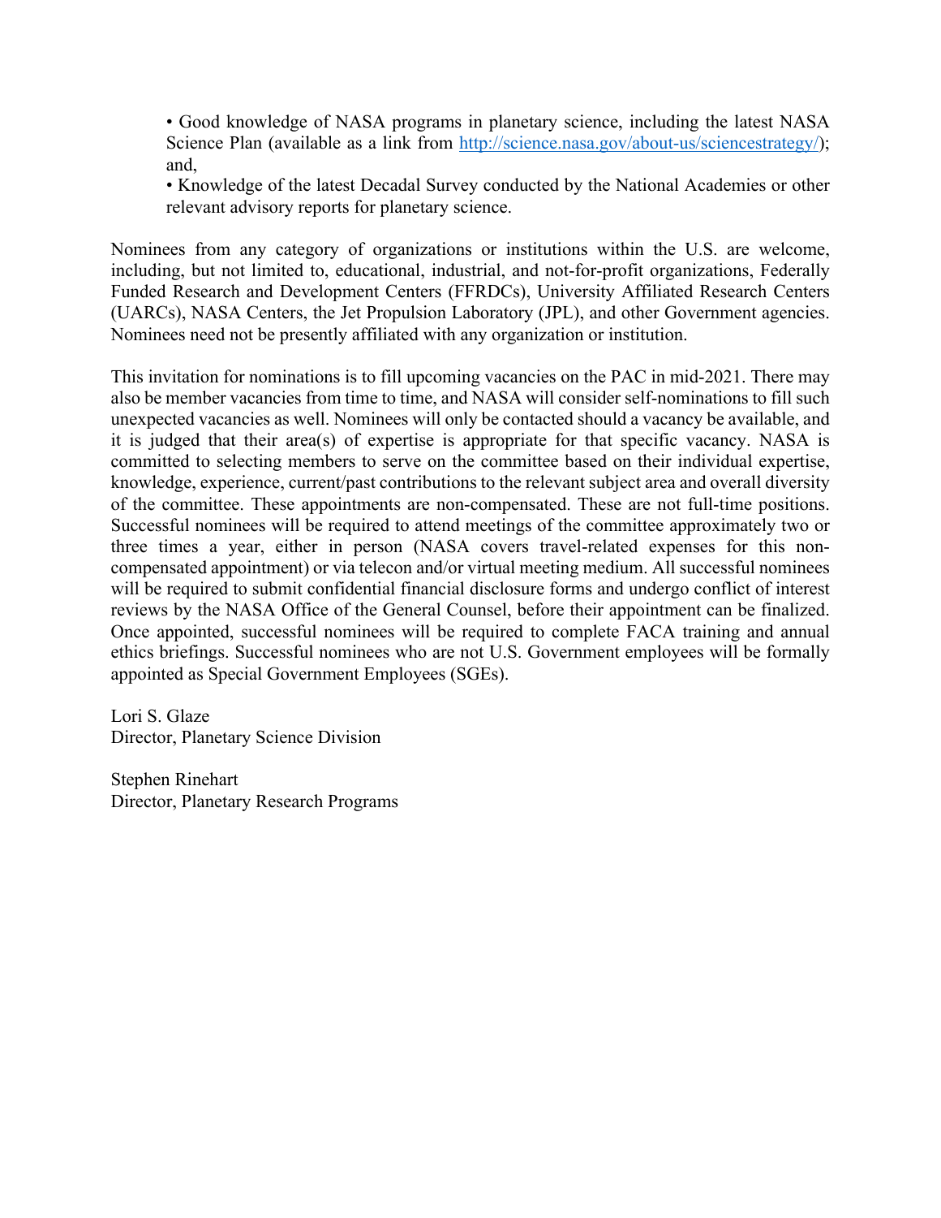- Good knowledge of NASA programs in planetary science, including the latest NASA Science Plan (available as a link from http://science.nasa.gov/about-us/sciencestrategy/); and,
- Knowledge of the latest Decadal Survey conducted by the National Academies or other relevant advisory reports for planetary science.

Nominees from any category of organizations or institutions within the U.S. are welcome, including, but not limited to, educational, industrial, and not-for-profit organizations, Federally Funded Research and Development Centers (FFRDCs), University Affiliated Research Centers (UARCs), NASA Centers, the Jet Propulsion Laboratory (JPL), and other Government agencies. Nominees need not be presently affiliated with any organization or institution.

This invitation for nominations is to fill upcoming vacancies on the PAC in mid-2021. There may also be member vacancies from time to time, and NASA will consider self-nominations to fill such unexpected vacancies as well. Nominees will only be contacted should a vacancy be available, and it is judged that their area(s) of expertise is appropriate for that specific vacancy. NASA is committed to selecting members to serve on the committee based on their individual expertise, knowledge, experience, current/past contributions to the relevant subject area and overall diversity of the committee. These appointments are non-compensated. These are not full-time positions. Successful nominees will be required to attend meetings of the committee approximately two or three times a year, either in person (NASA covers travel-related expenses for this non-compensated appointment) or via telecon and/or virtual meeting medium. All successful nominees will be required to submit confidential financial disclosure forms and undergo conflict of interest reviews by the NASA Office of the General Counsel, before their appointment can be finalized. Once appointed, successful nominees will be required to complete FACA training and annual ethics briefings. Successful nominees who are not U.S. Government employees will be formally appointed as Special Government Employees (SGEs).

Lori S. Glaze
Director, Planetary Science Division

Stephen Rinehart
Director, Planetary Research Programs